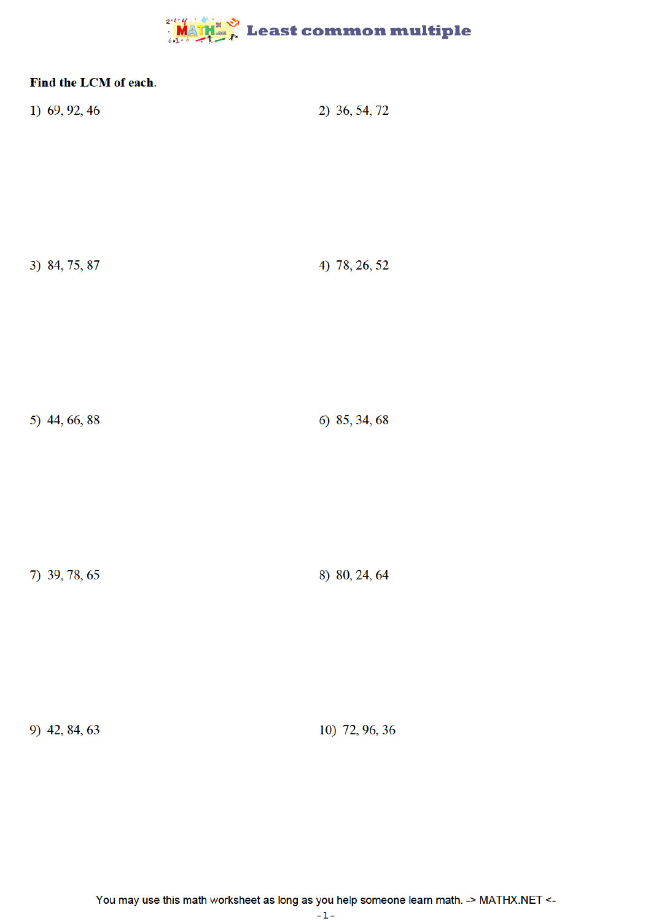# Least common multiple

**Find the LCM of each.**

1) 69, 92, 46

2) 36, 54, 72

3) 84, 75, 87

4) 78, 26, 52

5) 44, 66, 88

6) 85, 34, 68

7) 39, 78, 65

8) 80, 24, 64

9) 42, 84, 63

10) 72, 96, 36

You may use this math worksheet as long as you help someone learn math. -> MATHX.NET <-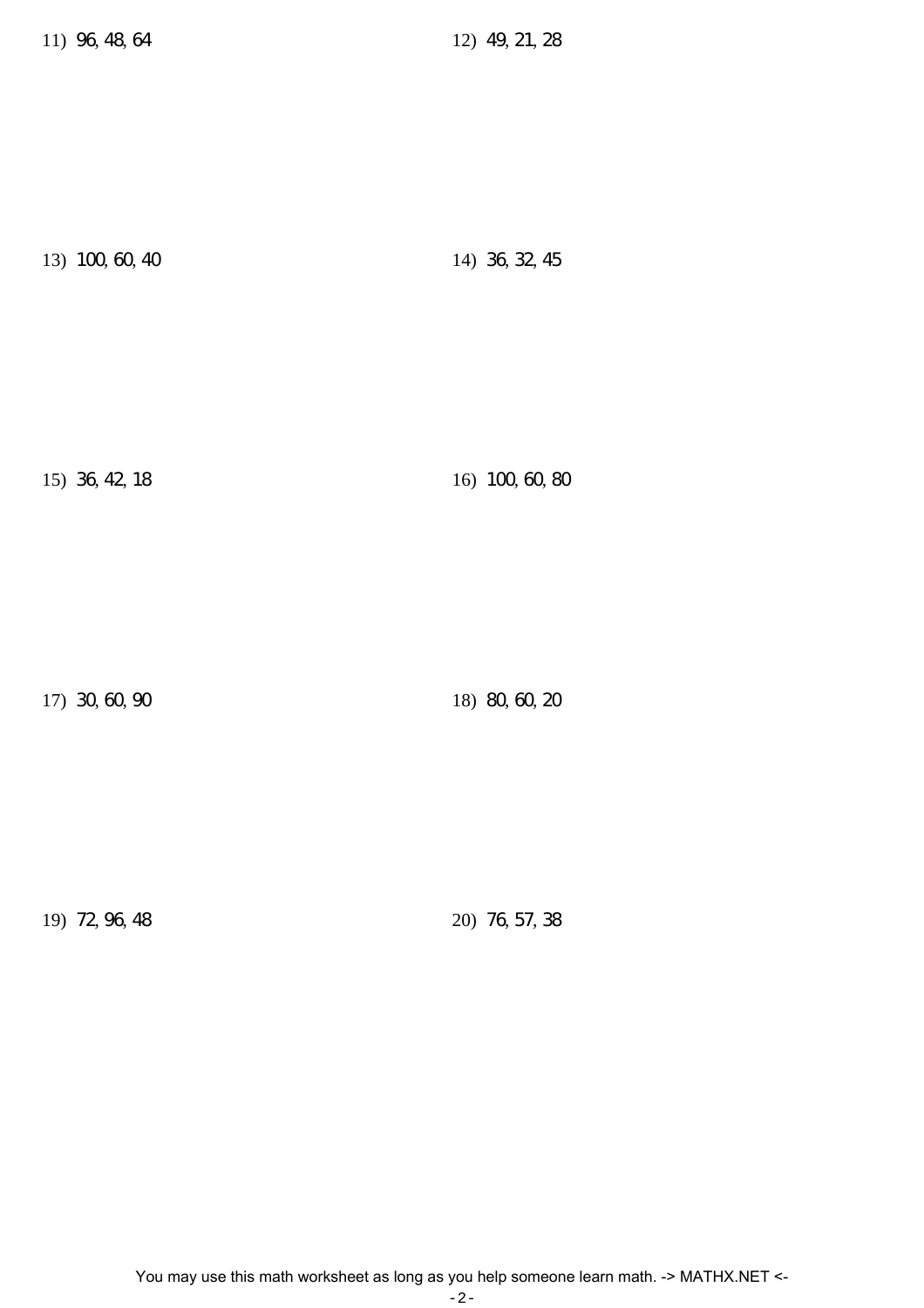11) 96, 48, 64

12) 49, 21, 28

13) 100, 60, 40

14) 36, 32, 45

15) 36, 42, 18

16) 100, 60, 80

17) 30, 60, 90

18) 80, 60, 20

19) 72, 96, 48

20) 76, 57, 38

You may use this math worksheet as long as you help someone learn math. -> MATHX.NET <-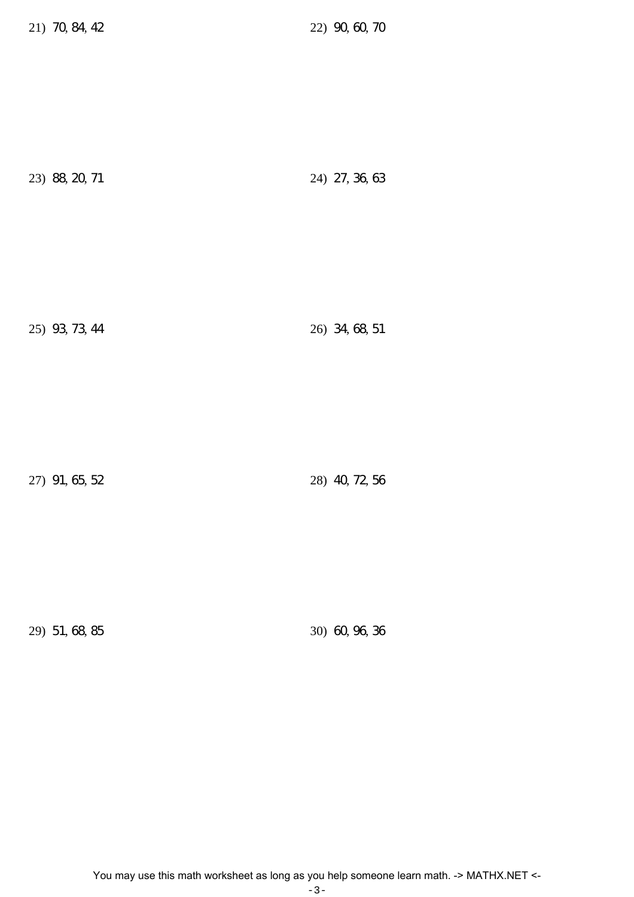21) 70, 84, 42

22) 90, 60, 70

23) 88, 20, 71

24) 27, 36, 63

25) 93, 73, 44

26) 34, 68, 51

27) 91, 65, 52

28) 40, 72, 56

29) 51, 68, 85

30) 60, 96, 36

You may use this math worksheet as long as you help someone learn math. -> MATHX.NET <-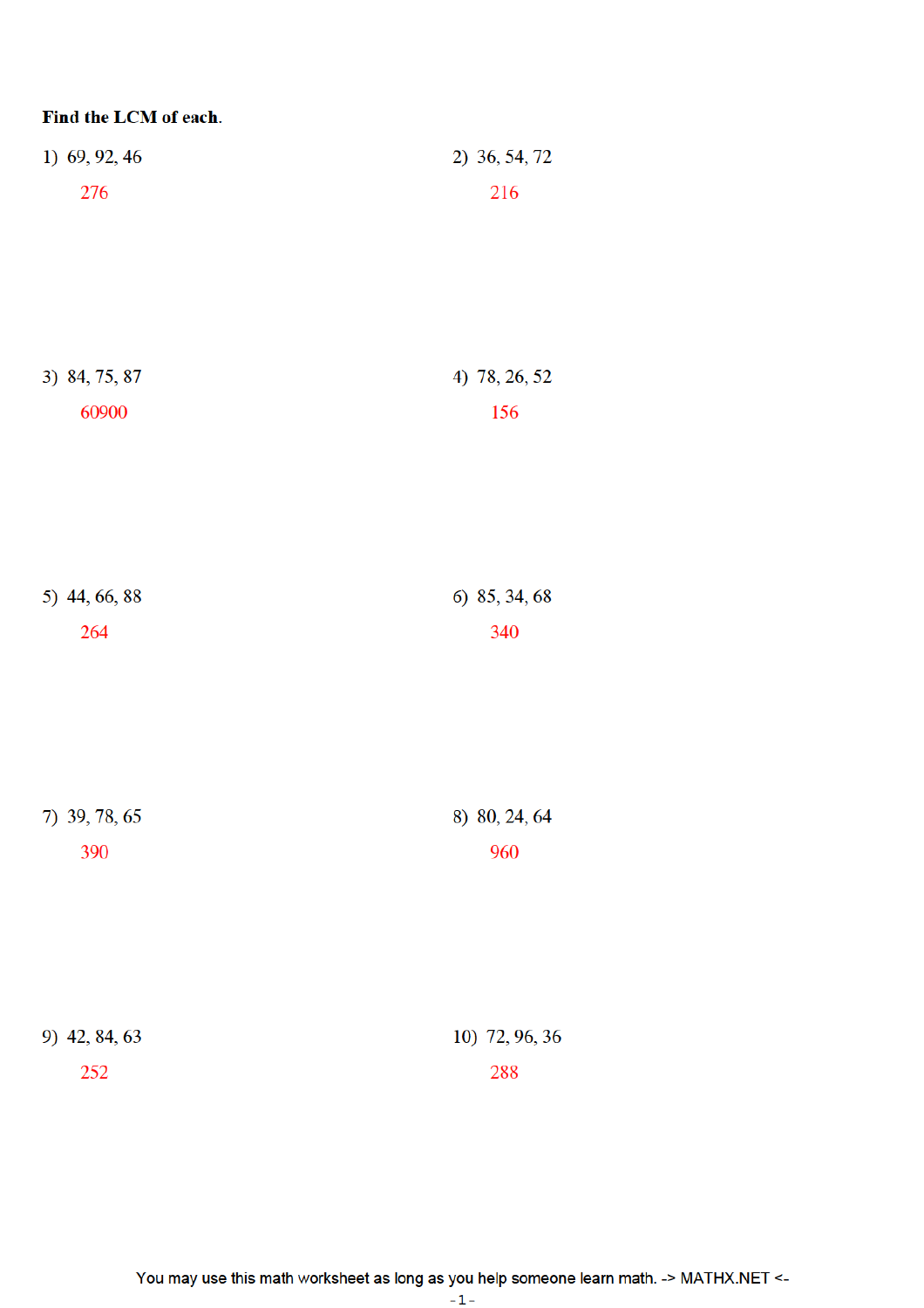**Find the LCM of each.**

1) 69, 92, 46

276

2) 36, 54, 72

216

3) 84, 75, 87

60900

4) 78, 26, 52

156

5) 44, 66, 88

264

6) 85, 34, 68

340

7) 39, 78, 65

390

8) 80, 24, 64

960

9) 42, 84, 63

252

10) 72, 96, 36

288

You may use this math worksheet as long as you help someone learn math. -> MATHX.NET <-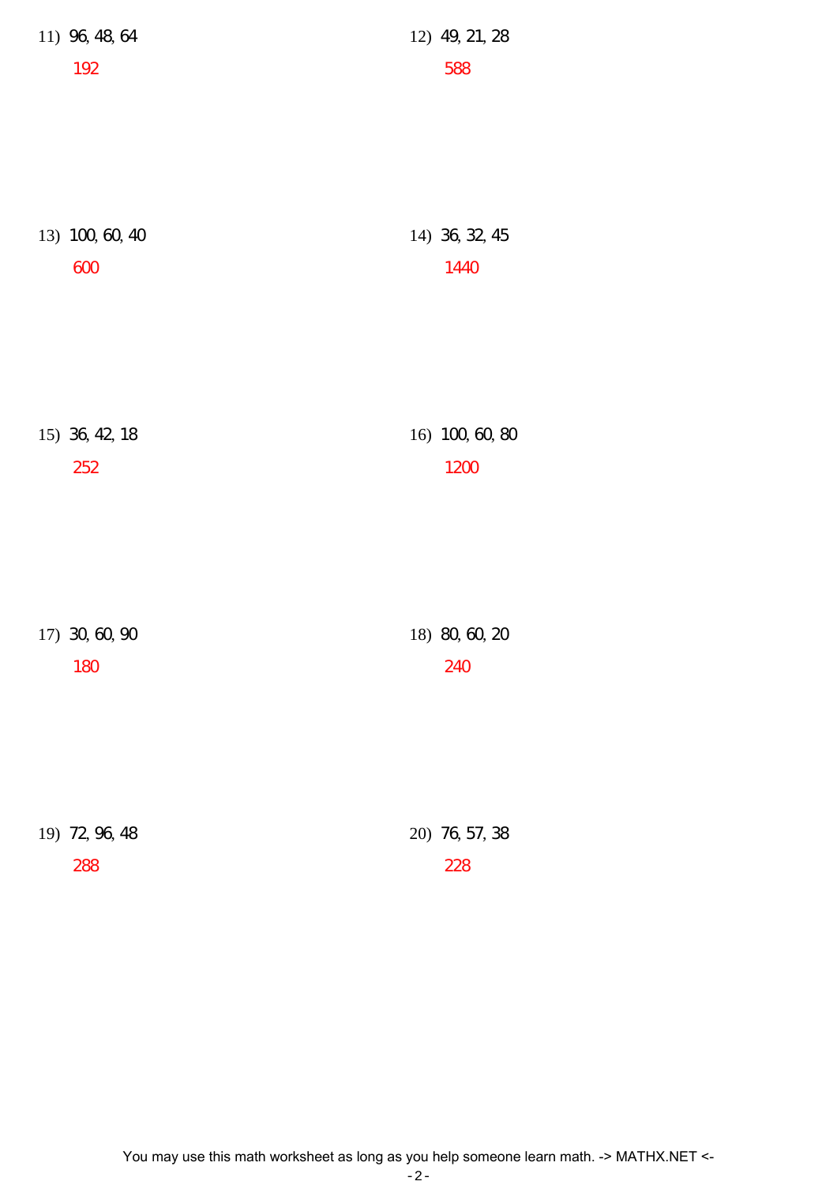11) 96, 48, 64

192

12) 49, 21, 28

588

13) 100, 60, 40

600

14) 36, 32, 45

1440

15) 36, 42, 18

252

16) 100, 60, 80

1200

17) 30, 60, 90

180

18) 80, 60, 20

240

19) 72, 96, 48

288

20) 76, 57, 38

228

You may use this math worksheet as long as you help someone learn math. -> MATHX.NET <-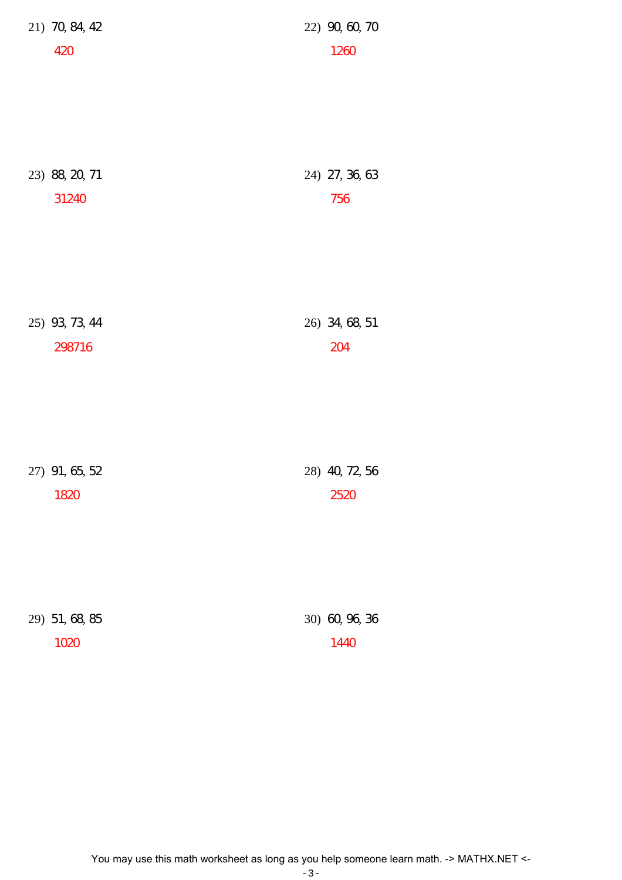21) 70, 84, 42

420

22) 90, 60, 70

1260

23) 88, 20, 71

31240

24) 27, 36, 63

756

25) 93, 73, 44

298716

26) 34, 68, 51

204

27) 91, 65, 52

1820

28) 40, 72, 56

2520

29) 51, 68, 85

1020

30) 60, 96, 36

1440

You may use this math worksheet as long as you help someone learn math. -> MATHX.NET <-